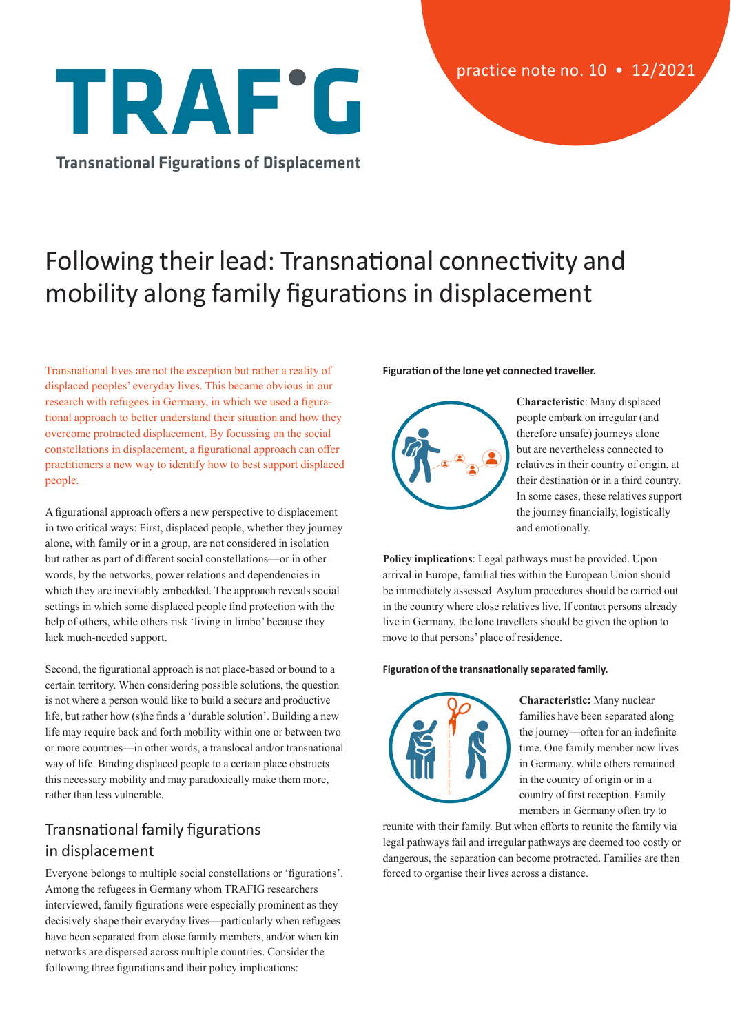# TRAFIG

**Transnational Figurations of Displacement**

practice note no. 10 • 12/2021

# Following their lead: Transnational connectivity and mobility along family figurations in displacement

Transnational lives are not the exception but rather a reality of displaced peoples' everyday lives. This became obvious in our research with refugees in Germany, in which we used a figurational approach to better understand their situation and how they overcome protracted displacement. By focussing on the social constellations in displacement, a figurational approach can offer practitioners a new way to identify how to best support displaced people.

A figurational approach offers a new perspective to displacement in two critical ways: First, displaced people, whether they journey alone, with family or in a group, are not considered in isolation but rather as part of different social constellations—or in other words, by the networks, power relations and dependencies in which they are inevitably embedded. The approach reveals social settings in which some displaced people find protection with the help of others, while others risk 'living in limbo' because they lack much-needed support.

Second, the figurational approach is not place-based or bound to a certain territory. When considering possible solutions, the question is not where a person would like to build a secure and productive life, but rather how (s)he finds a 'durable solution'. Building a new life may require back and forth mobility within one or between two or more countries—in other words, a translocal and/or transnational way of life. Binding displaced people to a certain place obstructs this necessary mobility and may paradoxically make them more, rather than less vulnerable.

## Transnational family figurations in displacement

Everyone belongs to multiple social constellations or 'figurations'. Among the refugees in Germany whom TRAFIG researchers interviewed, family figurations were especially prominent as they decisively shape their everyday lives—particularly when refugees have been separated from close family members, and/or when kin networks are dispersed across multiple countries. Consider the following three figurations and their policy implications:

#### Figuration of the lone yet connected traveller.

**Characteristic**: Many displaced people embark on irregular (and therefore unsafe) journeys alone but are nevertheless connected to relatives in their country of origin, at their destination or in a third country. In some cases, these relatives support the journey financially, logistically and emotionally.

**Policy implications**: Legal pathways must be provided. Upon arrival in Europe, familial ties within the European Union should be immediately assessed. Asylum procedures should be carried out in the country where close relatives live. If contact persons already live in Germany, the lone travellers should be given the option to move to that persons' place of residence.

#### Figuration of the transnationally separated family.

**Characteristic:** Many nuclear families have been separated along the journey—often for an indefinite time. One family member now lives in Germany, while others remained in the country of origin or in a country of first reception. Family members in Germany often try to reunite with their family. But when efforts to reunite the family via legal pathways fail and irregular pathways are deemed too costly or dangerous, the separation can become protracted. Families are then forced to organise their lives across a distance.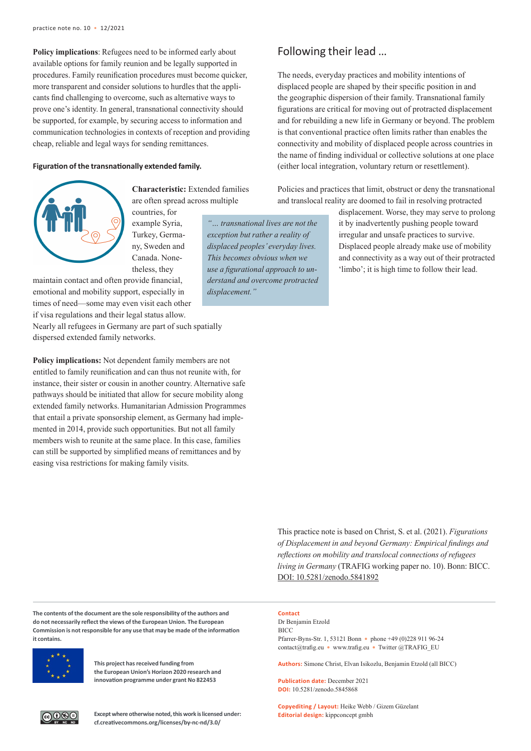**Policy implications**: Refugees need to be informed early about available options for family reunion and be legally supported in procedures. Family reunification procedures must become quicker, more transparent and consider solutions to hurdles that the applicants find challenging to overcome, such as alternative ways to prove one's identity. In general, transnational connectivity should be supported, for example, by securing access to information and communication technologies in contexts of reception and providing cheap, reliable and legal ways for sending remittances.

**Figuration of the transnationally extended family.**

**Characteristic:** Extended families are often spread across multiple countries, for example Syria, Turkey, Germany, Sweden and Canada. Nonetheless, they maintain contact and often provide financial, emotional and mobility support, especially in times of need—some may even visit each other if visa regulations and their legal status allow. Nearly all refugees in Germany are part of such spatially dispersed extended family networks.

> *"… transnational lives are not the exception but rather a reality of displaced peoples' everyday lives. This becomes obvious when we use a figurational approach to understand and overcome protracted displacement."*

**Policy implications:** Not dependent family members are not entitled to family reunification and can thus not reunite with, for instance, their sister or cousin in another country. Alternative safe pathways should be initiated that allow for secure mobility along extended family networks. Humanitarian Admission Programmes that entail a private sponsorship element, as Germany had implemented in 2014, provide such opportunities. But not all family members wish to reunite at the same place. In this case, families can still be supported by simplified means of remittances and by easing visa restrictions for making family visits.

## Following their lead …

The needs, everyday practices and mobility intentions of displaced people are shaped by their specific position in and the geographic dispersion of their family. Transnational family figurations are critical for moving out of protracted displacement and for rebuilding a new life in Germany or beyond. The problem is that conventional practice often limits rather than enables the connectivity and mobility of displaced people across countries in the name of finding individual or collective solutions at one place (either local integration, voluntary return or resettlement).

Policies and practices that limit, obstruct or deny the transnational and translocal reality are doomed to fail in resolving protracted displacement. Worse, they may serve to prolong it by inadvertently pushing people toward irregular and unsafe practices to survive. Displaced people already make use of mobility and connectivity as a way out of their protracted 'limbo'; it is high time to follow their lead.

This practice note is based on Christ, S. et al. (2021). *Figurations of Displacement in and beyond Germany: Empirical findings and reflections on mobility and translocal connections of refugees living in Germany* (TRAFIG working paper no. 10). Bonn: BICC. DOI: 10.5281/zenodo.5841892

**The contents of the document are the sole responsibility of the authors and do not necessarily reflect the views of the European Union. The European Commission is not responsible for any use that may be made of the information it contains.**

**This project has received funding from the European Union's Horizon 2020 research and innovation programme under grant No 822453**

**Except where otherwise noted, this work is licensed under: cf.creativecommons.org/licenses/by-nc-nd/3.0/**

**Contact**
Dr Benjamin Etzold
BICC
Pfarrer-Byns-Str. 1, 53121 Bonn • phone +49 (0)228 911 96-24
contact@trafig.eu • www.trafig.eu • Twitter @TRAFIG_EU

**Authors:** Simone Christ, Elvan Isikozlu, Benjamin Etzold (all BICC)

**Publication date:** December 2021
**DOI:** 10.5281/zenodo.5845868

**Copyediting / Layout:** Heike Webb / Gizem Güzelant
**Editorial design:** kippconcept gmbh